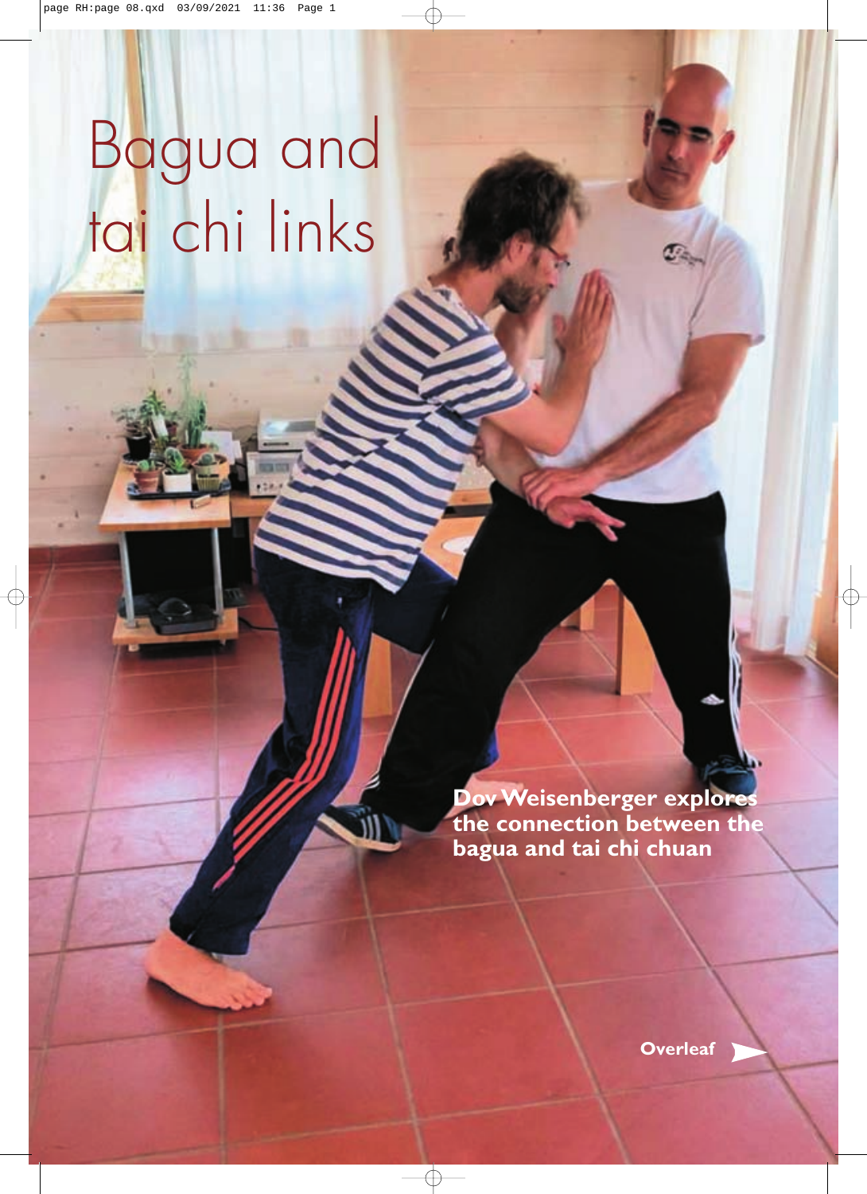# Bagua and tai chi links

**Dov Weisenberger explores the connection between the bagua and tai chi chuan**

**Overleaf**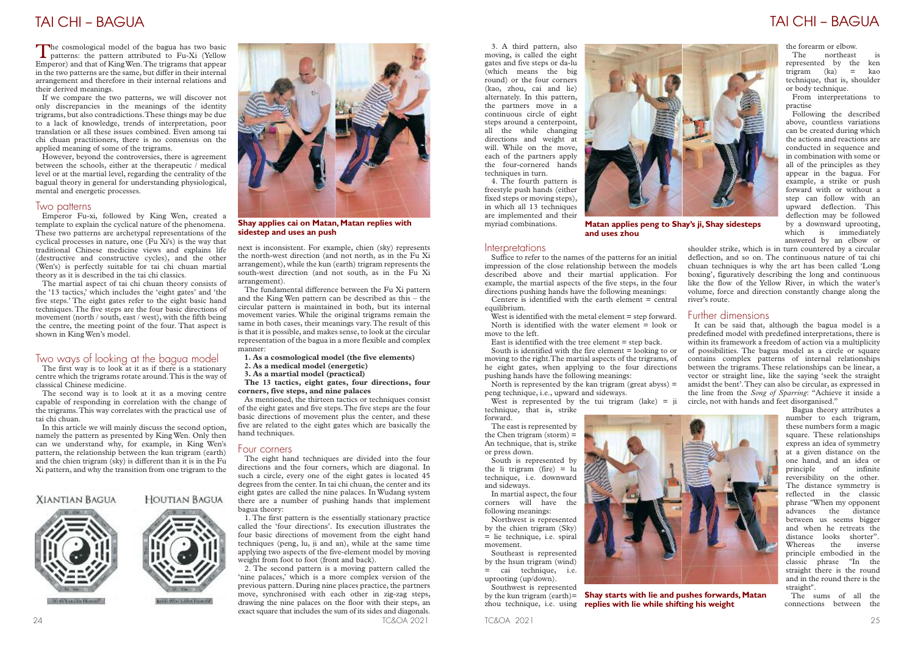The cosmological model of the bagua has two basic patterns: the pattern attributed to Fu-Xi (Yellow Emperor) and that of King Wen. The trigrams that appear in the two patterns are the same, but differ in their internal arrangement and therefore in their internal relations and their derived meanings.

If we compare the two patterns, we will discover not only discrepancies in the meanings of the identity trigrams, but also contradictions. These things may be due to a lack of knowledge, trends of interpretation, poor translation or all these issues combined. Even among tai chi chuan practitioners, there is no consensus on the applied meaning of some of the trigrams.

However, beyond the controversies, there is agreement between the schools, either at the therapeutic / medical level or at the martial level, regarding the centrality of the bagual theory in general for understanding physiological, mental and energetic processes.

## Two patterns

Emperor Fu-xi, followed by King Wen, created a template to explain the cyclical nature of the phenomena. These two patterns are archetypal representations of the cyclical processes in nature, one (Fu Xi's) is the way that traditional Chinese medicine views and explains life (destructive and constructive cycles), and the other (Wen's) is perfectly suitable for tai chi chuan martial theory as it is described in the tai chi classics.

The martial aspect of tai chi chuan theory consists of the '13 tactics,' which includes the 'eight gates' and 'the five steps.' The eight gates refer to the eight basic hand techniques. The five steps are the four basic directions of movement (north / south, east / west), with the fifth being the centre, the meeting point of the four. That aspect is shown in King Wen's model.

## Two ways of looking at the bagua model

The first way is to look at it as if there is a stationary centre which the trigrams rotate around. This is the way of classical Chinese medicine.

The second way is to look at it as a moving centre capable of responding in correlation with the change of the trigrams. This way correlates with the practical use of tai chi chuan.

In this article we will mainly discuss the second option, namely the pattern as presented by King Wen. Only then can we understand why, for example, in King Wen's pattern, the relationship between the kun trigram (earth) and the chien trigram (sky) is different than it is in the Fu Xi pattern, and why the transition from one trigram to the next is inconsistent. For example, chien (sky) represents the north-west direction (and not north, as in the Fu Xi arrangement), while the kun (earth) trigram represents the south-west direction (and not south, as in the Fu Xi arrangement).

XIANTIAN BAGUA

HOUTIAN BAGUA

**Shay applies cai on Matan, Matan replies with sidestep and uses an push**

The fundamental difference between the Fu Xi pattern and the King Wen pattern can be described as this – the circular pattern is maintained in both, but its internal movement varies. While the original trigrams remain the same in both cases, their meanings vary. The result of this is that it is possible, and makes sense, to look at the circular representation of the bagua in a more flexible and complex manner:

**1. As a cosmological model (the five elements)**
**2. As a medical model (energetic)**
**3. As a martial model (practical)**

**The 13 tactics, eight gates, four directions, four corners, five steps, and nine palaces**

As mentioned, the thirteen tactics or techniques consist of the eight gates and five steps. The five steps are the four basic directions of movement plus the center, and these five are related to the eight gates which are basically the hand techniques.

## Four corners

The eight hand techniques are divided into the four directions and the four corners, which are diagonal. In such a circle, every one of the eight gates is located 45 degrees from the center. In tai chi chuan, the center and its eight gates are called the nine palaces. In Wudang system there are a number of pushing hands that implement bagua theory:

1. The first pattern is the essentially stationary practice called the 'four directions'. Its execution illustrates the four basic directions of movement from the eight hand techniques (peng, lu, ji and an), while at the same time applying two aspects of the five-element model by moving weight from foot to foot (front and back).

2. The second pattern is a moving pattern called the 'nine palaces,' which is a more complex version of the previous pattern. During nine places practice, the partners move, synchronised with each other in zig-zag steps, drawing the nine palaces on the floor with their steps, an exact square that includes the sum of its sides and diagonals.

3. A third pattern, also moving, is called the eight gates and five steps or da-lu (which means the big round) or the four corners (kao, zhou, cai and lie) alternately. In this pattern, the partners move in a continuous circle of eight steps around a centerpoint, all the while changing directions and weight at will. While on the move, each of the partners apply the four-cornered hands techniques in turn.

4. The fourth pattern is freestyle push hands (either fixed steps or moving steps), in which all 13 techniques are implemented and their myriad combinations.

**Matan applies peng to Shay's ji, Shay sidesteps and uses zhou**

## Interpretations

Suffice to refer to the names of the patterns for an initial impression of the close relationship between the models described above and their martial application. For example, the martial aspects of the five steps, in the four directions pushing hands have the following meanings:

Centere is identified with the earth element = central equilibrium.

West is identified with the metal element = step forward.

North is identified with the water element = look or move to the left.

East is identified with the tree element = step back.

South is identified with the fire element = looking to or moving to the right. The martial aspects of the trigrams, of he eight gates, when applying to the four directions pushing hands have the following meanings:

North is represented by the kan trigram (great abyss) = peng technique, i.e., upward and sideways.

West is represented by the tui trigram (lake) = ji technique, that is, strike forward.

The east is represented by the Chen trigram (storm) = An technique, that is, strike or press down.

South is represented by the li trigram (fire) = lu technique, i.e. downward and sideways.

In martial aspect, the four corners will have the following meanings:

Northwest is represented by the chien trigram (Sky) = lie technique, i.e. spiral movement.

Southeast is represented by the hsun trigram (wind) = cai technique, i.e. uprooting (up/down).

Southwest is represented by the kun trigram (earth)= zhou technique, i.e. using the forearm or elbow.

The northeast is represented by the ken trigram (ka) = kao technique, that is, shoulder or body technique.

From interpretations to practise

Following the described above, countless variations can be created during which the actions and reactions are conducted in sequence and in combination with some or all of the principles as they appear in the bagua. For example, a strike or push forward with or without a step can follow with an upward deflection. This deflection may be followed by a downward uprooting, which is immediately answered by an elbow or shoulder strike, which is in turn countered by a circular deflection, and so on. The continuous nature of tai chi chuan techniques is why the art has been called 'Long boxing', figuratively describing the long and continuous like the flow of the Yellow River, in which the water's volume, force and direction constantly change along the river's route.

## Further dimensions

It can be said that, although the bagua model is a predefined model with predefined interpretations, there is within its framework a freedom of action via a multiplicity of possibilities. The bagua model as a circle or square contains complex patterns of internal relationships between the trigrams. These relationships can be linear, a vector or straight line, like the saying 'seek the straight amidst the bent'. They can also be circular, as expressed in the line from the *Song of Sparring*: "Achieve it inside a circle, not with hands and feet disorganised."

**Shay starts with lie and pushes forwards, Matan replies with lie while shifting his weight**

Bagua theory attributes a number to each trigram, these numbers form a magic square. These relationships express an idea of symmetry at a given distance on the one hand, and an idea or principle of infinite reversibility on the other. The distance symmetry is reflected in the classic phrase "When my opponent advances the distance between us seems bigger and when he retreats the distance looks shorter". Whereas the inverse principle embodied in the classic phrase "In the straight there is the round and in the round there is the straight".

The sums of all the connections between the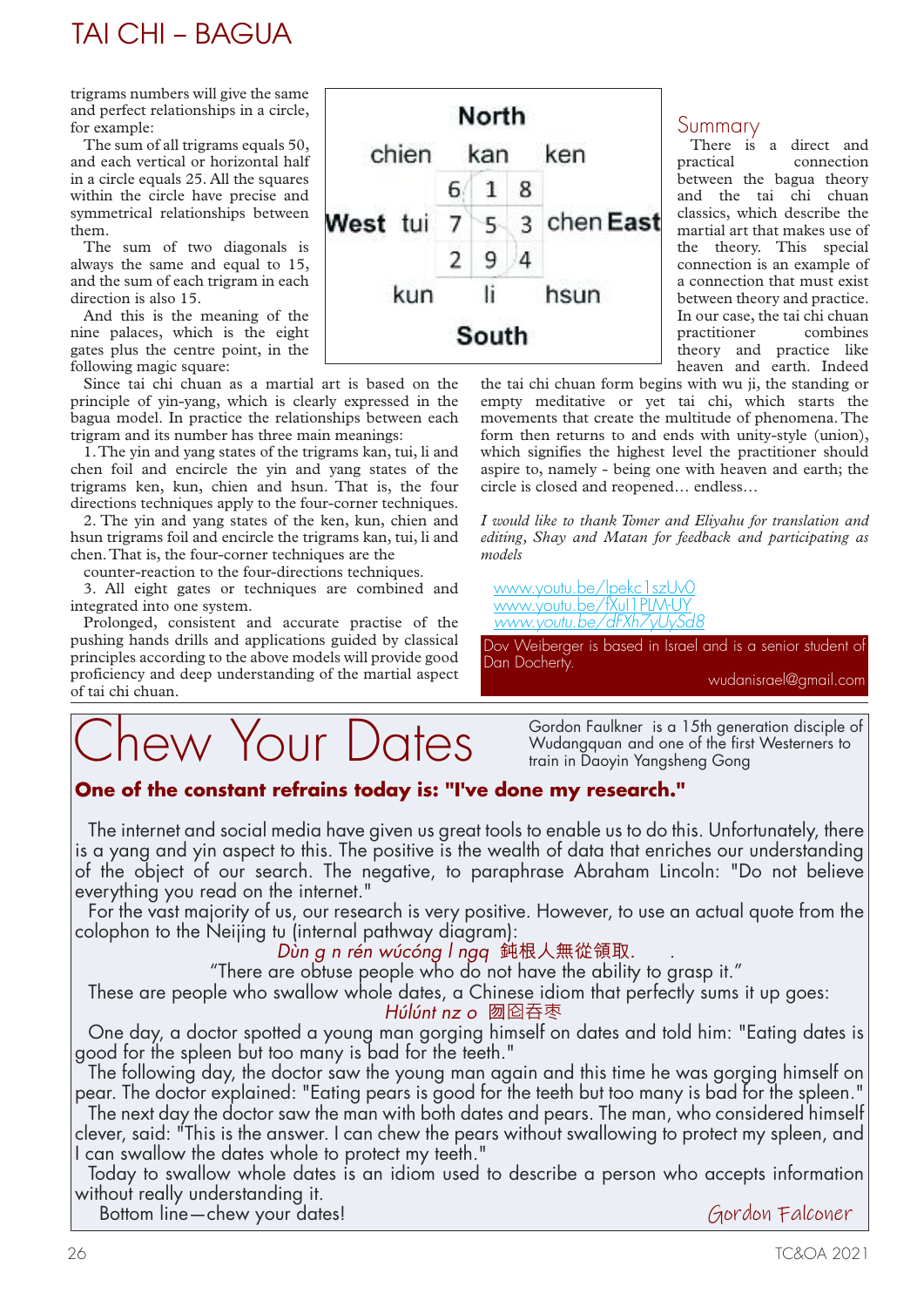trigrams numbers will give the same and perfect relationships in a circle, for example:

The sum of all trigrams equals 50, and each vertical or horizontal half in a circle equals 25. All the squares within the circle have precise and symmetrical relationships between them.

The sum of two diagonals is always the same and equal to 15, and the sum of each trigram in each direction is also 15.

And this is the meaning of the nine palaces, which is the eight gates plus the centre point, in the following magic square:

North

| | | | | |
|---|---|---|---|---|
| chien | | kan | | ken |
| | 6 | 1 | 8 | |
| West tui | 7 | 5 | 3 | chen East |
| | 2 | 9 | 4 | |
| kun | | li | | hsun |

South

Since tai chi chuan as a martial art is based on the principle of yin-yang, which is clearly expressed in the bagua model. In practice the relationships between each trigram and its number has three main meanings:

1. The yin and yang states of the trigrams kan, tui, li and chen foil and encircle the yin and yang states of the trigrams ken, kun, chien and hsun. That is, the four directions techniques apply to the four-corner techniques.
2. The yin and yang states of the ken, kun, chien and hsun trigrams foil and encircle the trigrams kan, tui, li and chen. That is, the four-corner techniques are the counter-reaction to the four-directions techniques.
3. All eight gates or techniques are combined and integrated into one system.

Prolonged, consistent and accurate practise of the pushing hands drills and applications guided by classical principles according to the above models will provide good proficiency and deep understanding of the martial aspect of tai chi chuan.

## Summary

There is a direct and practical connection between the bagua theory and the tai chi chuan classics, which describe the martial art that makes use of the theory. This special connection is an example of a connection that must exist between theory and practice. In our case, the tai chi chuan practitioner combines theory and practice like heaven and earth. Indeed the tai chi chuan form begins with wu ji, the standing or empty meditative or yet tai chi, which starts the movements that create the multitude of phenomena. The form then returns to and ends with unity-style (union), which signifies the highest level the practitioner should aspire to, namely - being one with heaven and earth; the circle is closed and reopened… endless…

*I would like to thank Tomer and Eliyahu for translation and editing, Shay and Matan for feedback and participating as models*

www.youtu.be/lpekc1szUv0
www.youtu.be/fXul1PLM-UY
www.youtu.be/dFXh7yUySd8

Dov Weiberger is based in Israel and is a senior student of Dan Docherty.

wudanisrael@gmail.com

# Chew Your Dates

Gordon Faulkner is a 15th generation disciple of Wudangquan and one of the first Westerners to train in Daoyin Yangsheng Gong

**One of the constant refrains today is: "I've done my research."**

The internet and social media have given us great tools to enable us to do this. Unfortunately, there is a yang and yin aspect to this. The positive is the wealth of data that enriches our understanding of the object of our search. The negative, to paraphrase Abraham Lincoln: "Do not believe everything you read on the internet."

For the vast majority of us, our research is very positive. However, to use an actual quote from the colophon to the Neijing tu (internal pathway diagram):

*Dùn g n rén wúcóng l ngq* 鈍根人無從領取.

"There are obtuse people who do not have the ability to grasp it."

These are people who swallow whole dates, a Chinese idiom that perfectly sums it up goes:

*Húlúnt nz o* 囫圇吞棗

One day, a doctor spotted a young man gorging himself on dates and told him: "Eating dates is good for the spleen but too many is bad for the teeth."

The following day, the doctor saw the young man again and this time he was gorging himself on pear. The doctor explained: "Eating pears is good for the teeth but too many is bad for the spleen."

The next day the doctor saw the man with both dates and pears. The man, who considered himself clever, said: "This is the answer. I can chew the pears without swallowing to protect my spleen, and I can swallow the dates whole to protect my teeth."

Today to swallow whole dates is an idiom used to describe a person who accepts information without really understanding it.

Bottom line—chew your dates!

Gordon Falconer